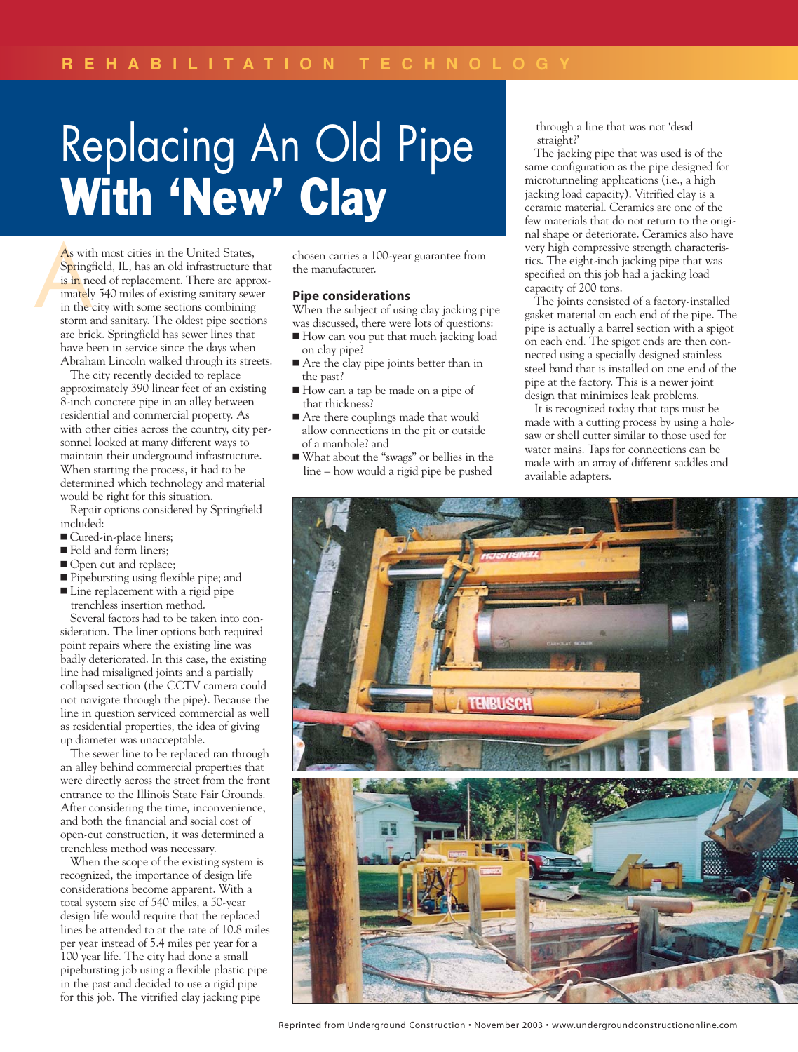# Replacing An Old Pipe **With 'New' Clay**

As with most cities in the United States, Springfield, IL, has an old infrastructure that is in need of replacement. There are approximately 540 miles of existing sanitary sewer in the city with some sections combining storm and sanitary. The oldest pipe sections are brick. Springfield has sewer lines that have been in service since the days when Abraham Lincoln walked through its streets.

The city recently decided to replace approximately 390 linear feet of an existing 8-inch concrete pipe in an alley between residential and commercial property. As with other cities across the country, city personnel looked at many different ways to maintain their underground infrastructure. When starting the process, it had to be determined which technology and material would be right for this situation.

Repair options considered by Springfield included:

- Cured-in-place liners;
- Fold and form liners;
- Open cut and replace;
- Pipebursting using flexible pipe; and
- Line replacement with a rigid pipe trenchless insertion method.

Several factors had to be taken into consideration. The liner options both required point repairs where the existing line was badly deteriorated. In this case, the existing line had misaligned joints and a partially collapsed section (the CCTV camera could not navigate through the pipe). Because the line in question serviced commercial as well as residential properties, the idea of giving up diameter was unacceptable.

The sewer line to be replaced ran through an alley behind commercial properties that were directly across the street from the front entrance to the Illinois State Fair Grounds. After considering the time, inconvenience, and both the financial and social cost of open-cut construction, it was determined a trenchless method was necessary.

When the scope of the existing system is recognized, the importance of design life considerations become apparent. With a total system size of 540 miles, a 50-year design life would require that the replaced lines be attended to at the rate of 10.8 miles per year instead of 5.4 miles per year for a 100 year life. The city had done a small pipebursting job using a flexible plastic pipe in the past and decided to use a rigid pipe for this job. The vitrified clay jacking pipe chosen carries a 100-year guarantee from the manufacturer.

## Pipe considerations

When the subject of using clay jacking pipe was discussed, there were lots of questions:

- How can you put that much jacking load on clay pipe?
- Are the clay pipe joints better than in the past?
- How can a tap be made on a pipe of that thickness?
- Are there couplings made that would allow connections in the pit or outside of a manhole? and
- What about the "swags" or bellies in the line – how would a rigid pipe be pushed through a line that was not 'dead straight?'

The jacking pipe that was used is of the same configuration as the pipe designed for microtunneling applications (i.e., a high jacking load capacity). Vitrified clay is a ceramic material. Ceramics are one of the few materials that do not return to the original shape or deteriorate. Ceramics also have very high compressive strength characteristics. The eight-inch jacking pipe that was specified on this job had a jacking load capacity of 200 tons.

The joints consisted of a factory-installed gasket material on each end of the pipe. The pipe is actually a barrel section with a spigot on each end. The spigot ends are then connected using a specially designed stainless steel band that is installed on one end of the pipe at the factory. This is a newer joint design that minimizes leak problems.

It is recognized today that taps must be made with a cutting process by using a hole-saw or shell cutter similar to those used for water mains. Taps for connections can be made with an array of different saddles and available adapters.

Reprinted from Underground Construction • November 2003 • www.undergroundconstructiononline.com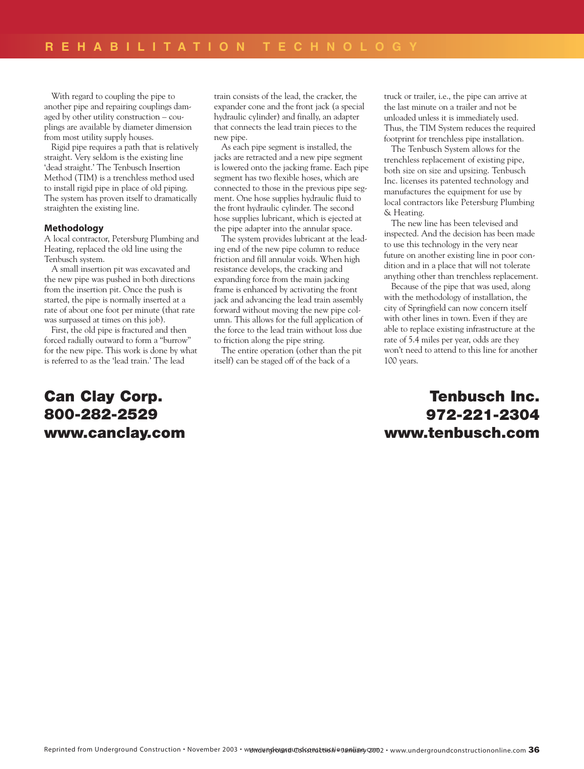With regard to coupling the pipe to another pipe and repairing couplings damaged by other utility construction – couplings are available by diameter dimension from most utility supply houses.

Rigid pipe requires a path that is relatively straight. Very seldom is the existing line 'dead straight.' The Tenbusch Insertion Method (TIM) is a trenchless method used to install rigid pipe in place of old piping. The system has proven itself to dramatically straighten the existing line.

### Methodology

A local contractor, Petersburg Plumbing and Heating, replaced the old line using the Tenbusch system.

A small insertion pit was excavated and the new pipe was pushed in both directions from the insertion pit. Once the push is started, the pipe is normally inserted at a rate of about one foot per minute (that rate was surpassed at times on this job).

First, the old pipe is fractured and then forced radially outward to form a "burrow" for the new pipe. This work is done by what is referred to as the 'lead train.' The lead train consists of the lead, the cracker, the expander cone and the front jack (a special hydraulic cylinder) and finally, an adapter that connects the lead train pieces to the new pipe.

As each pipe segment is installed, the jacks are retracted and a new pipe segment is lowered onto the jacking frame. Each pipe segment has two flexible hoses, which are connected to those in the previous pipe segment. One hose supplies hydraulic fluid to the front hydraulic cylinder. The second hose supplies lubricant, which is ejected at the pipe adapter into the annular space.

The system provides lubricant at the leading end of the new pipe column to reduce friction and fill annular voids. When high resistance develops, the cracking and expanding force from the main jacking frame is enhanced by activating the front jack and advancing the lead train assembly forward without moving the new pipe column. This allows for the full application of the force to the lead train without loss due to friction along the pipe string.

The entire operation (other than the pit itself) can be staged off of the back of a truck or trailer, i.e., the pipe can arrive at the last minute on a trailer and not be unloaded unless it is immediately used. Thus, the TIM System reduces the required footprint for trenchless pipe installation.

The Tenbusch System allows for the trenchless replacement of existing pipe, both size on size and upsizing. Tenbusch Inc. licenses its patented technology and manufactures the equipment for use by local contractors like Petersburg Plumbing & Heating.

The new line has been televised and inspected. And the decision has been made to use this technology in the very near future on another existing line in poor condition and in a place that will not tolerate anything other than trenchless replacement.

Because of the pipe that was used, along with the methodology of installation, the city of Springfield can now concern itself with other lines in town. Even if they are able to replace existing infrastructure at the rate of 5.4 miles per year, odds are they won't need to attend to this line for another 100 years.

**Can Clay Corp.**
**800-282-2529**
**www.canclay.com**

**Tenbusch Inc.**
**972-221-2304**
**www.tenbusch.com**